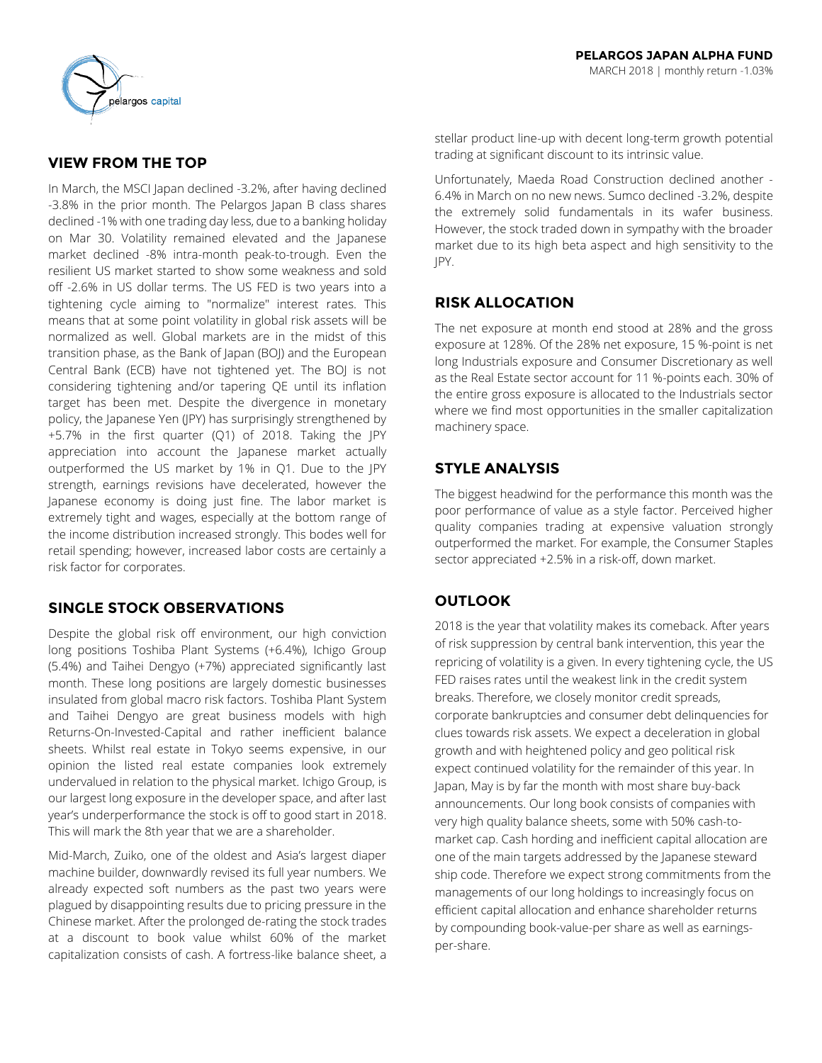**PELARGOS JAPAN ALPHA FUND**

MARCH 2018 | monthly return -1.03%

## VIEW FROM THE TOP

In March, the MSCI Japan declined -3.2%, after having declined -3.8% in the prior month. The Pelargos Japan B class shares declined -1% with one trading day less, due to a banking holiday on Mar 30. Volatility remained elevated and the Japanese market declined -8% intra-month peak-to-trough. Even the resilient US market started to show some weakness and sold off -2.6% in US dollar terms. The US FED is two years into a tightening cycle aiming to "normalize" interest rates. This means that at some point volatility in global risk assets will be normalized as well. Global markets are in the midst of this transition phase, as the Bank of Japan (BOJ) and the European Central Bank (ECB) have not tightened yet. The BOJ is not considering tightening and/or tapering QE until its inflation target has been met. Despite the divergence in monetary policy, the Japanese Yen (JPY) has surprisingly strengthened by +5.7% in the first quarter (Q1) of 2018. Taking the JPY appreciation into account the Japanese market actually outperformed the US market by 1% in Q1. Due to the JPY strength, earnings revisions have decelerated, however the Japanese economy is doing just fine. The labor market is extremely tight and wages, especially at the bottom range of the income distribution increased strongly. This bodes well for retail spending; however, increased labor costs are certainly a risk factor for corporates.

## SINGLE STOCK OBSERVATIONS

Despite the global risk off environment, our high conviction long positions Toshiba Plant Systems (+6.4%), Ichigo Group (5.4%) and Taihei Dengyo (+7%) appreciated significantly last month. These long positions are largely domestic businesses insulated from global macro risk factors. Toshiba Plant System and Taihei Dengyo are great business models with high Returns-On-Invested-Capital and rather inefficient balance sheets. Whilst real estate in Tokyo seems expensive, in our opinion the listed real estate companies look extremely undervalued in relation to the physical market. Ichigo Group, is our largest long exposure in the developer space, and after last year's underperformance the stock is off to good start in 2018. This will mark the 8th year that we are a shareholder.

Mid-March, Zuiko, one of the oldest and Asia's largest diaper machine builder, downwardly revised its full year numbers. We already expected soft numbers as the past two years were plagued by disappointing results due to pricing pressure in the Chinese market. After the prolonged de-rating the stock trades at a discount to book value whilst 60% of the market capitalization consists of cash. A fortress-like balance sheet, a stellar product line-up with decent long-term growth potential trading at significant discount to its intrinsic value.

Unfortunately, Maeda Road Construction declined another -6.4% in March on no new news. Sumco declined -3.2%, despite the extremely solid fundamentals in its wafer business. However, the stock traded down in sympathy with the broader market due to its high beta aspect and high sensitivity to the JPY.

## RISK ALLOCATION

The net exposure at month end stood at 28% and the gross exposure at 128%. Of the 28% net exposure, 15 %-point is net long Industrials exposure and Consumer Discretionary as well as the Real Estate sector account for 11 %-points each. 30% of the entire gross exposure is allocated to the Industrials sector where we find most opportunities in the smaller capitalization machinery space.

## STYLE ANALYSIS

The biggest headwind for the performance this month was the poor performance of value as a style factor. Perceived higher quality companies trading at expensive valuation strongly outperformed the market. For example, the Consumer Staples sector appreciated +2.5% in a risk-off, down market.

## OUTLOOK

2018 is the year that volatility makes its comeback. After years of risk suppression by central bank intervention, this year the repricing of volatility is a given. In every tightening cycle, the US FED raises rates until the weakest link in the credit system breaks. Therefore, we closely monitor credit spreads, corporate bankruptcies and consumer debt delinquencies for clues towards risk assets. We expect a deceleration in global growth and with heightened policy and geo political risk expect continued volatility for the remainder of this year. In Japan, May is by far the month with most share buy-back announcements. Our long book consists of companies with very high quality balance sheets, some with 50% cash-to-market cap. Cash hording and inefficient capital allocation are one of the main targets addressed by the Japanese steward ship code. Therefore we expect strong commitments from the managements of our long holdings to increasingly focus on efficient capital allocation and enhance shareholder returns by compounding book-value-per share as well as earnings-per-share.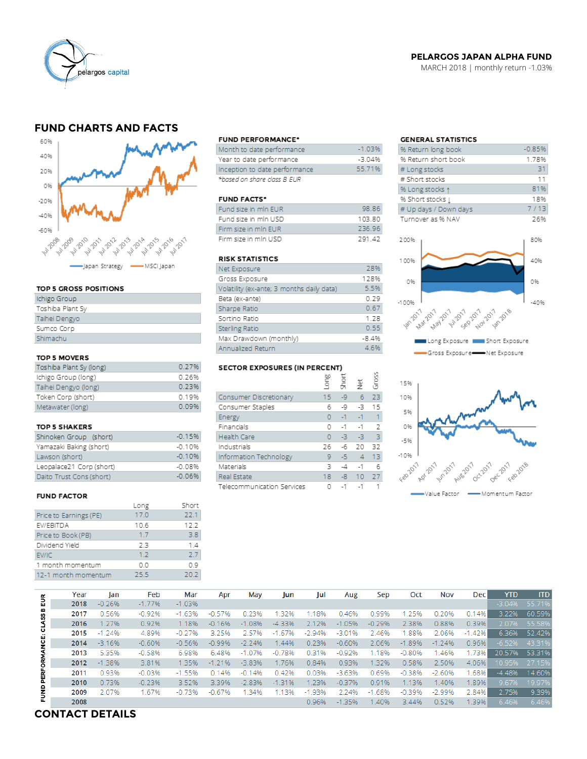**PELARGOS JAPAN ALPHA FUND**
MARCH 2018 | monthly return -1.03%

## FUND CHARTS AND FACTS

### FUND PERFORMANCE*

| | |
|---|---|
| Month to date performance | -1.03% |
| Year to date performance | -3.04% |
| Inception to date performance | 55.71% |

*based on share class B EUR

### GENERAL STATISTICS

| | |
|---|---|
| % Return long book | -0.85% |
| % Return short book | 1.78% |
| # Long stocks | 31 |
| # Short stocks | 11 |
| % Long stocks ↑ | 81% |
| % Short stocks ↓ | 18% |
| # Up days / Down days | 7 / 13 |
| Turnover as % NAV | 26% |

### FUND FACTS*

| | |
|---|---|
| Fund size in mln EUR | 98.86 |
| Fund size in mln USD | 103.80 |
| Firm size in mln EUR | 236.96 |
| Firm size in mln USD | 291.42 |

### TOP 5 GROSS POSITIONS

- Ichigo Group
- Toshiba Plant Sy
- Taihei Dengyo
- Sumco Corp
- Shimachu

### RISK STATISTICS

| | |
|---|---|
| Net Exposure | 28% |
| Gross Exposure | 128% |
| Volatility (ex-ante; 3 months daily data) | 5.5% |
| Beta (ex-ante) | 0.29 |
| Sharpe Ratio | 0.67 |
| Sortino Ratio | 1.28 |
| Sterling Ratio | 0.55 |
| Max Drawdown (monthly) | -8.4% |
| Annualized Return | 4.6% |

### TOP 5 MOVERS

| | |
|---|---|
| Toshiba Plant Sy (long) | 0.27% |
| Ichigo Group (long) | 0.26% |
| Taihei Dengyo (long) | 0.23% |
| Token Corp (short) | 0.19% |
| Metawater (long) | 0.09% |

### SECTOR EXPOSURES (IN PERCENT)

| | Long | Short | Net | Gross |
|---|---|---|---|---|
| Consumer Discretionary | 15 | -9 | 6 | 23 |
| Consumer Staples | 6 | -9 | -3 | 15 |
| Energy | 0 | -1 | -1 | 1 |
| Financials | 0 | -1 | -1 | 2 |
| Health Care | 0 | -3 | -3 | 3 |
| Industrials | 26 | -6 | 20 | 32 |
| Information Technology | 9 | -5 | 4 | 13 |
| Materials | 3 | -4 | -1 | 6 |
| Real Estate | 18 | -8 | 10 | 27 |
| Telecommunication Services | 0 | -1 | -1 | 1 |

### TOP 5 SHAKERS

| | |
|---|---|
| Shinoken Group (short) | -0.15% |
| Yamazaki Baking (short) | -0.10% |
| Lawson (short) | -0.10% |
| Leopalace21 Corp (short) | -0.08% |
| Daito Trust Cons (short) | -0.06% |

### FUND FACTOR

| | Long | Short |
|---|---|---|
| Price to Earnings (PE) | 17.0 | 22.1 |
| EV/EBITDA | 10.6 | 12.2 |
| Price to Book (PB) | 1.7 | 3.8 |
| Dividend Yield | 2.3 | 1.4 |
| EV/IC | 1.2 | 2.7 |
| 1 month momentum | 0.0 | 0.9 |
| 12-1 month momentum | 25.5 | 20.2 |

### FUND PERFORMANCE: CLASS B EUR

| Year | Jan | Feb | Mar | Apr | May | Jun | Jul | Aug | Sep | Oct | Nov | Dec | YTD | ITD |
|---|---|---|---|---|---|---|---|---|---|---|---|---|---|---|
| 2018 | -0.26% | -1.77% | -1.03% | | | | | | | | | | -3.04% | 55.71% |
| 2017 | 0.56% | -0.92% | -1.63% | -0.57% | 0.23% | 1.32% | 1.18% | 0.46% | 0.99% | 1.25% | 0.20% | 0.14% | 3.22% | 60.59% |
| 2016 | 1.27% | 0.92% | 1.18% | -0.16% | -1.08% | -4.33% | 2.12% | -1.05% | -0.29% | 2.38% | 0.88% | 0.39% | 2.07% | 55.58% |
| 2015 | -1.24% | 4.89% | -0.27% | 3.25% | 2.57% | -1.67% | -2.94% | -3.01% | 2.46% | 1.88% | 2.06% | -1.42% | 6.36% | 52.42% |
| 2014 | -3.16% | -0.60% | -0.56% | -0.99% | -2.24% | 1.44% | 0.23% | -0.60% | 2.06% | -1.89% | -1.24% | 0.96% | -6.52% | 43.31% |
| 2013 | 5.35% | -0.58% | 6.98% | 6.48% | -1.07% | -0.78% | 0.31% | -0.92% | 1.18% | -0.80% | 1.46% | 1.73% | 20.57% | 53.31% |
| 2012 | -1.38% | 3.81% | 1.35% | -1.21% | -3.83% | 1.76% | 0.84% | 0.93% | 1.32% | 0.58% | 2.50% | 4.06% | 10.95% | 27.15% |
| 2011 | 0.93% | -0.03% | -1.55% | 0.14% | -0.14% | 0.42% | 0.03% | -3.63% | 0.69% | -0.38% | -2.60% | 1.68% | -4.48% | 14.60% |
| 2010 | 0.73% | -0.23% | 3.52% | 3.39% | -2.83% | -1.31% | 1.23% | -0.37% | 0.91% | 1.13% | 1.40% | 1.89% | 9.67% | 19.97% |
| 2009 | 2.07% | 1.67% | -0.73% | -0.67% | 1.34% | 1.13% | -1.93% | 2.24% | -1.68% | -0.39% | -2.99% | 2.84% | 2.75% | 9.39% |
| 2008 | | | | | | | 0.96% | -1.35% | 1.40% | 3.44% | 0.52% | 1.39% | 6.46% | 6.46% |

## CONTACT DETAILS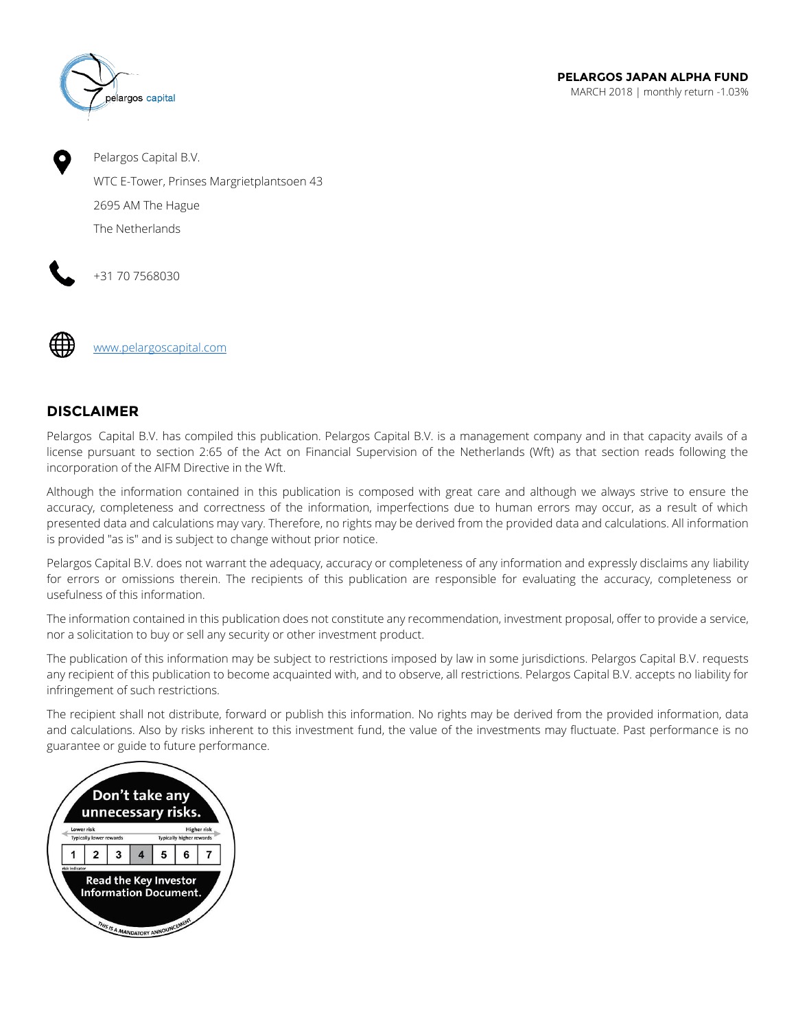**PELARGOS JAPAN ALPHA FUND**

MARCH 2018 | monthly return -1.03%

Pelargos Capital B.V.

WTC E-Tower, Prinses Margrietplantsoen 43

2695 AM The Hague

The Netherlands

+31 70 7568030

www.pelargoscapital.com

## DISCLAIMER

Pelargos Capital B.V. has compiled this publication. Pelargos Capital B.V. is a management company and in that capacity avails of a license pursuant to section 2:65 of the Act on Financial Supervision of the Netherlands (Wft) as that section reads following the incorporation of the AIFM Directive in the Wft.

Although the information contained in this publication is composed with great care and although we always strive to ensure the accuracy, completeness and correctness of the information, imperfections due to human errors may occur, as a result of which presented data and calculations may vary. Therefore, no rights may be derived from the provided data and calculations. All information is provided "as is" and is subject to change without prior notice.

Pelargos Capital B.V. does not warrant the adequacy, accuracy or completeness of any information and expressly disclaims any liability for errors or omissions therein. The recipients of this publication are responsible for evaluating the accuracy, completeness or usefulness of this information.

The information contained in this publication does not constitute any recommendation, investment proposal, offer to provide a service, nor a solicitation to buy or sell any security or other investment product.

The publication of this information may be subject to restrictions imposed by law in some jurisdictions. Pelargos Capital B.V. requests any recipient of this publication to become acquainted with, and to observe, all restrictions. Pelargos Capital B.V. accepts no liability for infringement of such restrictions.

The recipient shall not distribute, forward or publish this information. No rights may be derived from the provided information, data and calculations. Also by risks inherent to this investment fund, the value of the investments may fluctuate. Past performance is no guarantee or guide to future performance.

Don't take any unnecessary risks.

Lower risk — Typically lower rewards

Higher risk — Typically higher rewards

1 2 3 4 5 6 7

risk indicator

Read the Key Investor Information Document.

THIS IS A MANDATORY ANNOUNCEMENT